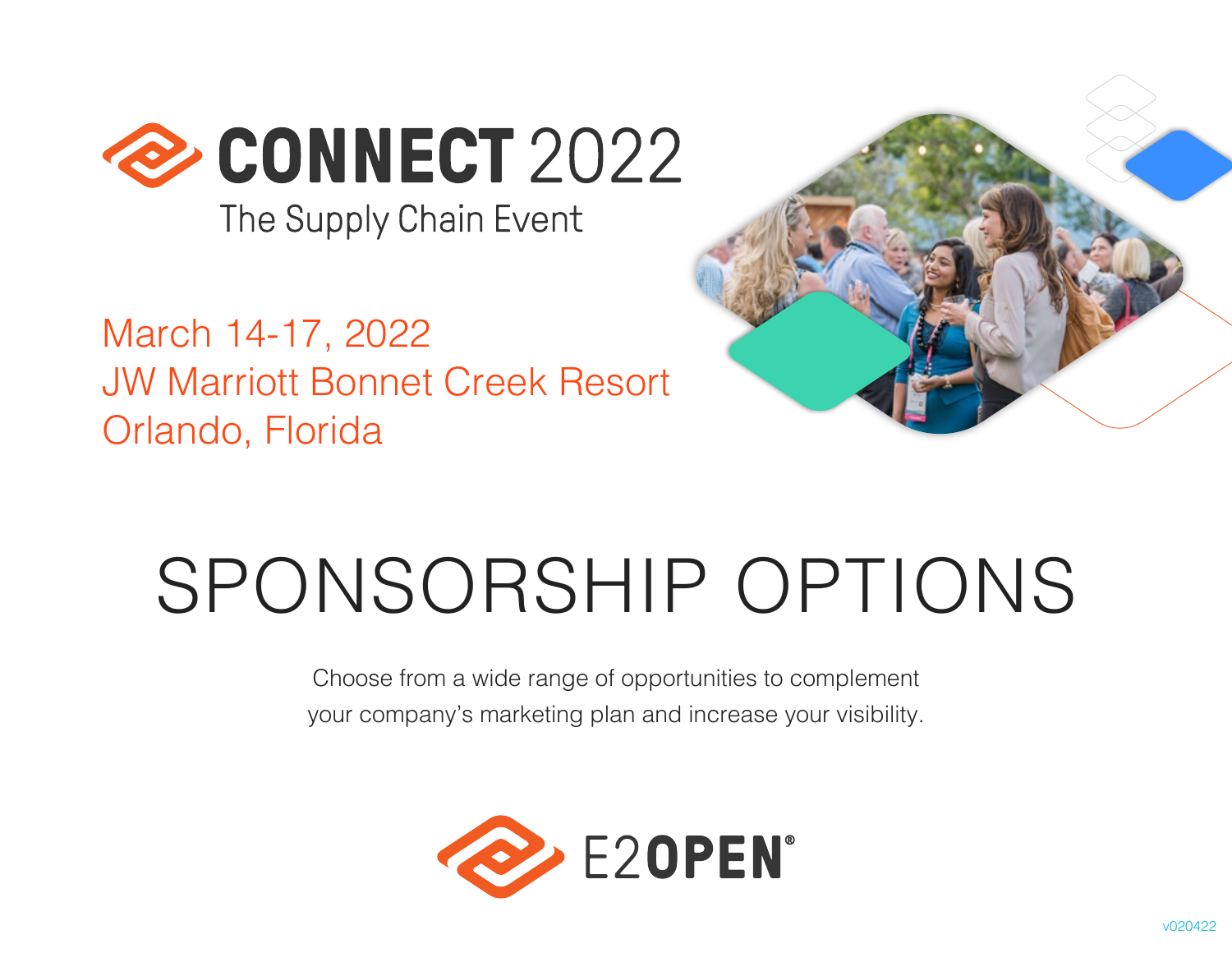# CONNECT 2022

## The Supply Chain Event

March 14-17, 2022
JW Marriott Bonnet Creek Resort
Orlando, Florida

# SPONSORSHIP OPTIONS

Choose from a wide range of opportunities to complement your company's marketing plan and increase your visibility.

E2OPEN®

v020422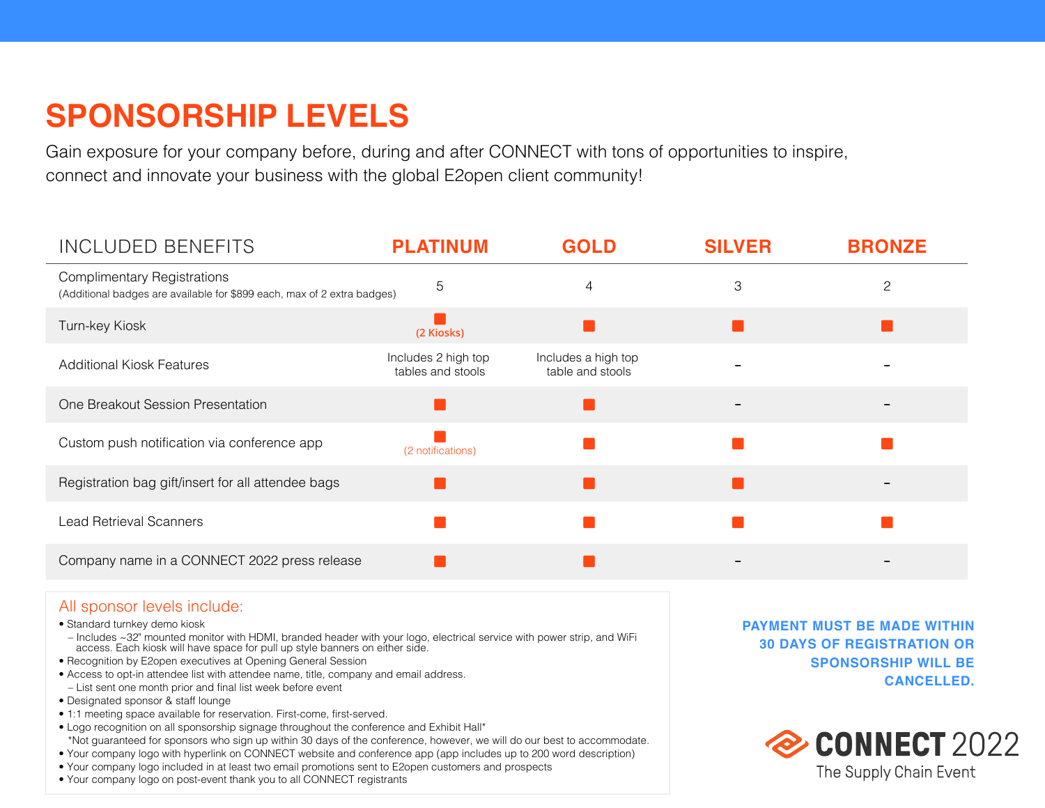# SPONSORSHIP LEVELS

Gain exposure for your company before, during and after CONNECT with tons of opportunities to inspire, connect and innovate your business with the global E2open client community!

| INCLUDED BENEFITS | PLATINUM | GOLD | SILVER | BRONZE |
|---|---|---|---|---|
| Complimentary Registrations (Additional badges are available for $899 each, max of 2 extra badges) | 5 | 4 | 3 | 2 |
| Turn-key Kiosk | ■ (2 Kiosks) | ■ | ■ | ■ |
| Additional Kiosk Features | Includes 2 high top tables and stools | Includes a high top table and stools | – | – |
| One Breakout Session Presentation | ■ | ■ | – | – |
| Custom push notification via conference app | ■ (2 notifications) | ■ | ■ | ■ |
| Registration bag gift/insert for all attendee bags | ■ | ■ | ■ | – |
| Lead Retrieval Scanners | ■ | ■ | ■ | ■ |
| Company name in a CONNECT 2022 press release | ■ | ■ | – | – |

## All sponsor levels include:

- Standard turnkey demo kiosk
  - Includes ~32" mounted monitor with HDMI, branded header with your logo, electrical service with power strip, and WiFi access. Each kiosk will have space for pull up style banners on either side.
- Recognition by E2open executives at Opening General Session
- Access to opt-in attendee list with attendee name, title, company and email address.
  - List sent one month prior and final list week before event
- Designated sponsor & staff lounge
- 1:1 meeting space available for reservation. First-come, first-served.
- Logo recognition on all sponsorship signage throughout the conference and Exhibit Hall*
  *Not guaranteed for sponsors who sign up within 30 days of the conference, however, we will do our best to accommodate.
- Your company logo with hyperlink on CONNECT website and conference app (app includes up to 200 word description)
- Your company logo included in at least two email promotions sent to E2open customers and prospects
- Your company logo on post-event thank you to all CONNECT registrants

**PAYMENT MUST BE MADE WITHIN 30 DAYS OF REGISTRATION OR SPONSORSHIP WILL BE CANCELLED.**

CONNECT 2022
The Supply Chain Event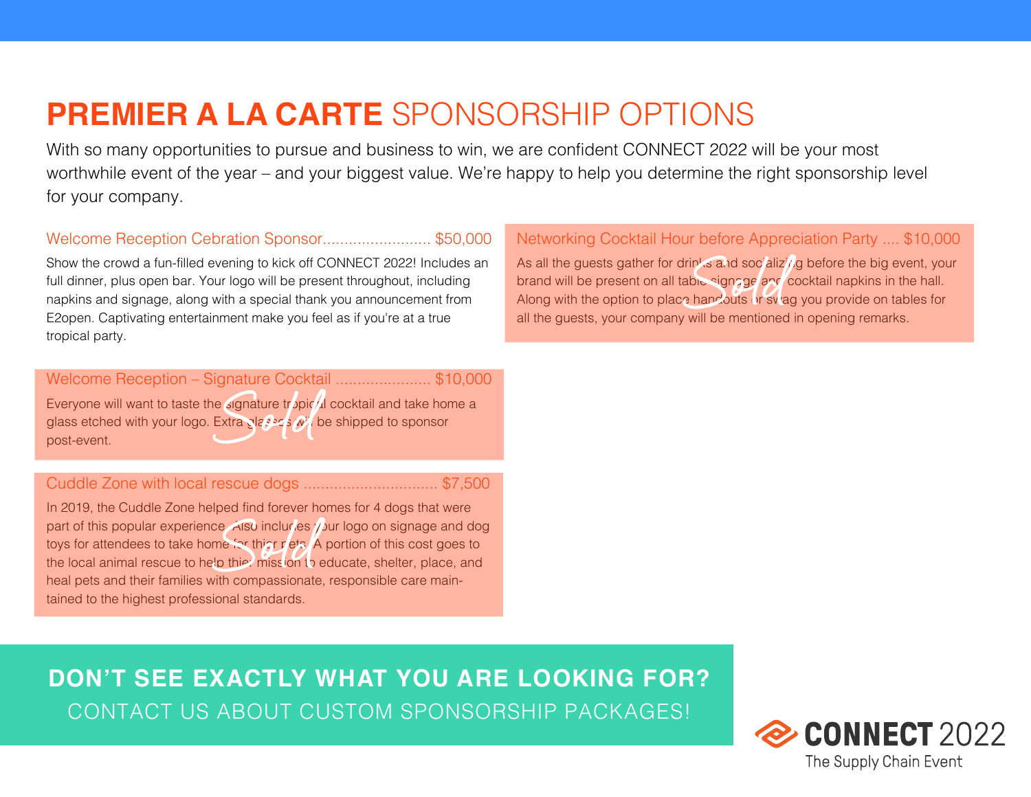# **PREMIER A LA CARTE** SPONSORSHIP OPTIONS

With so many opportunities to pursue and business to win, we are confident CONNECT 2022 will be your most worthwhile event of the year – and your biggest value. We're happy to help you determine the right sponsorship level for your company.

### Welcome Reception Cebration Sponsor......................... $50,000

Show the crowd a fun-filled evening to kick off CONNECT 2022! Includes an full dinner, plus open bar. Your logo will be present throughout, including napkins and signage, along with a special thank you announcement from E2open. Captivating entertainment make you feel as if you're at a true tropical party.

### Welcome Reception – Signature Cocktail ...................... $10,000

*Sold*

Everyone will want to taste the signature tropical cocktail and take home a glass etched with your logo. Extra glasses will be shipped to sponsor post-event.

### Cuddle Zone with local rescue dogs ............................... $7,500

*Sold*

In 2019, the Cuddle Zone helped find forever homes for 4 dogs that were part of this popular experience. Also includes your logo on signage and dog toys for attendees to take home for their pets. A portion of this cost goes to the local animal rescue to help thier mission to educate, shelter, place, and heal pets and their families with compassionate, responsible care maintained to the highest professional standards.

### Networking Cocktail Hour before Appreciation Party .... $10,000

*Sold*

As all the guests gather for drinks and socializing before the big event, your brand will be present on all table signage and cocktail napkins in the hall. Along with the option to place handouts or swag you provide on tables for all the guests, your company will be mentioned in opening remarks.

**DON'T SEE EXACTLY WHAT YOU ARE LOOKING FOR?**

CONTACT US ABOUT CUSTOM SPONSORSHIP PACKAGES!

**CONNECT** 2022

The Supply Chain Event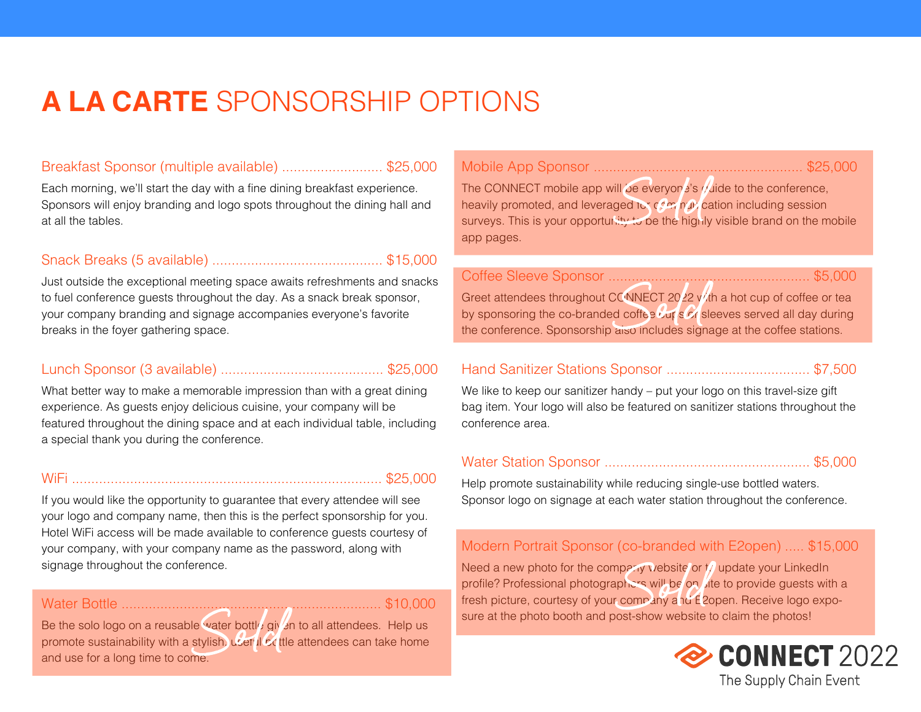# A LA CARTE SPONSORSHIP OPTIONS

**Breakfast Sponsor (multiple available) .......................... $25,000**

Each morning, we'll start the day with a fine dining breakfast experience. Sponsors will enjoy branding and logo spots throughout the dining hall and at all the tables.

**Snack Breaks (5 available) ........................................... $15,000**

Just outside the exceptional meeting space awaits refreshments and snacks to fuel conference guests throughout the day. As a snack break sponsor, your company branding and signage accompanies everyone's favorite breaks in the foyer gathering space.

**Lunch Sponsor (3 available) ......................................... $25,000**

What better way to make a memorable impression than with a great dining experience. As guests enjoy delicious cuisine, your company will be featured throughout the dining space and at each individual table, including a special thank you during the conference.

**WiFi ............................................................................... $25,000**

If you would like the opportunity to guarantee that every attendee will see your logo and company name, then this is the perfect sponsorship for you. Hotel WiFi access will be made available to conference guests courtesy of your company, with your company name as the password, along with signage throughout the conference.

**Water Bottle ................................................................. $10,000** — *Sold*

Be the solo logo on a reusable water bottle given to all attendees. Help us promote sustainability with a stylish, useful bottle attendees can take home and use for a long time to come.

**Mobile App Sponsor ..................................................... $25,000** — *Sold*

The CONNECT mobile app will be everyone's guide to the conference, heavily promoted, and leveraged for communication including session surveys. This is your opportunity to be the highly visible brand on the mobile app pages.

**Coffee Sleeve Sponsor ................................................... $5,000** — *Sold*

Greet attendees throughout CONNECT 2022 with a hot cup of coffee or tea by sponsoring the co-branded coffee cups or sleeves served all day during the conference. Sponsorship also includes signage at the coffee stations.

**Hand Sanitizer Stations Sponsor .................................... $7,500**

We like to keep our sanitizer handy – put your logo on this travel-size gift bag item. Your logo will also be featured on sanitizer stations throughout the conference area.

**Water Station Sponsor .................................................... $5,000**

Help promote sustainability while reducing single-use bottled waters. Sponsor logo on signage at each water station throughout the conference.

**Modern Portrait Sponsor (co-branded with E2open) ..... $15,000** — *Sold*

Need a new photo for the company website or to update your LinkedIn profile? Professional photographers will be on site to provide guests with a fresh picture, courtesy of your company and E2open. Receive logo exposure at the photo booth and post-show website to claim the photos!

CONNECT 2022
The Supply Chain Event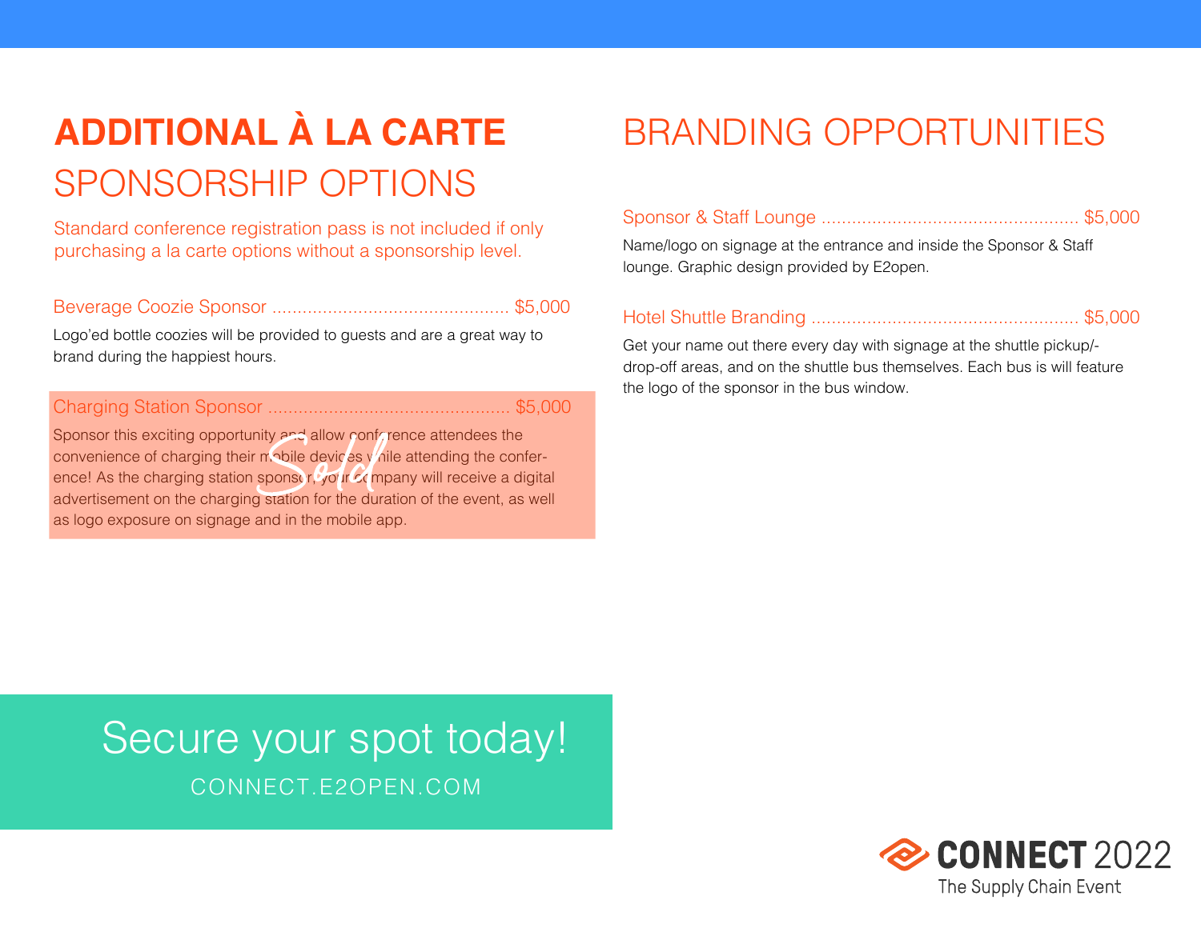# **ADDITIONAL À LA CARTE** SPONSORSHIP OPTIONS

Standard conference registration pass is not included if only purchasing a la carte options without a sponsorship level.

Beverage Coozie Sponsor .............................................. $5,000

Logo'ed bottle coozies will be provided to guests and are a great way to brand during the happiest hours.

Charging Station Sponsor .............................................. $5,000

*Sold*

Sponsor this exciting opportunity and allow conference attendees the convenience of charging their mobile devices while attending the conference! As the charging station sponsor, your company will receive a digital advertisement on the charging station for the duration of the event, as well as logo exposure on signage and in the mobile app.

# BRANDING OPPORTUNITIES

Sponsor & Staff Lounge .................................................. $5,000

Name/logo on signage at the entrance and inside the Sponsor & Staff lounge. Graphic design provided by E2open.

Hotel Shuttle Branding .................................................... $5,000

Get your name out there every day with signage at the shuttle pickup/-drop-off areas, and on the shuttle bus themselves. Each bus is will feature the logo of the sponsor in the bus window.

Secure your spot today!

CONNECT.E2OPEN.COM

**CONNECT** 2022
The Supply Chain Event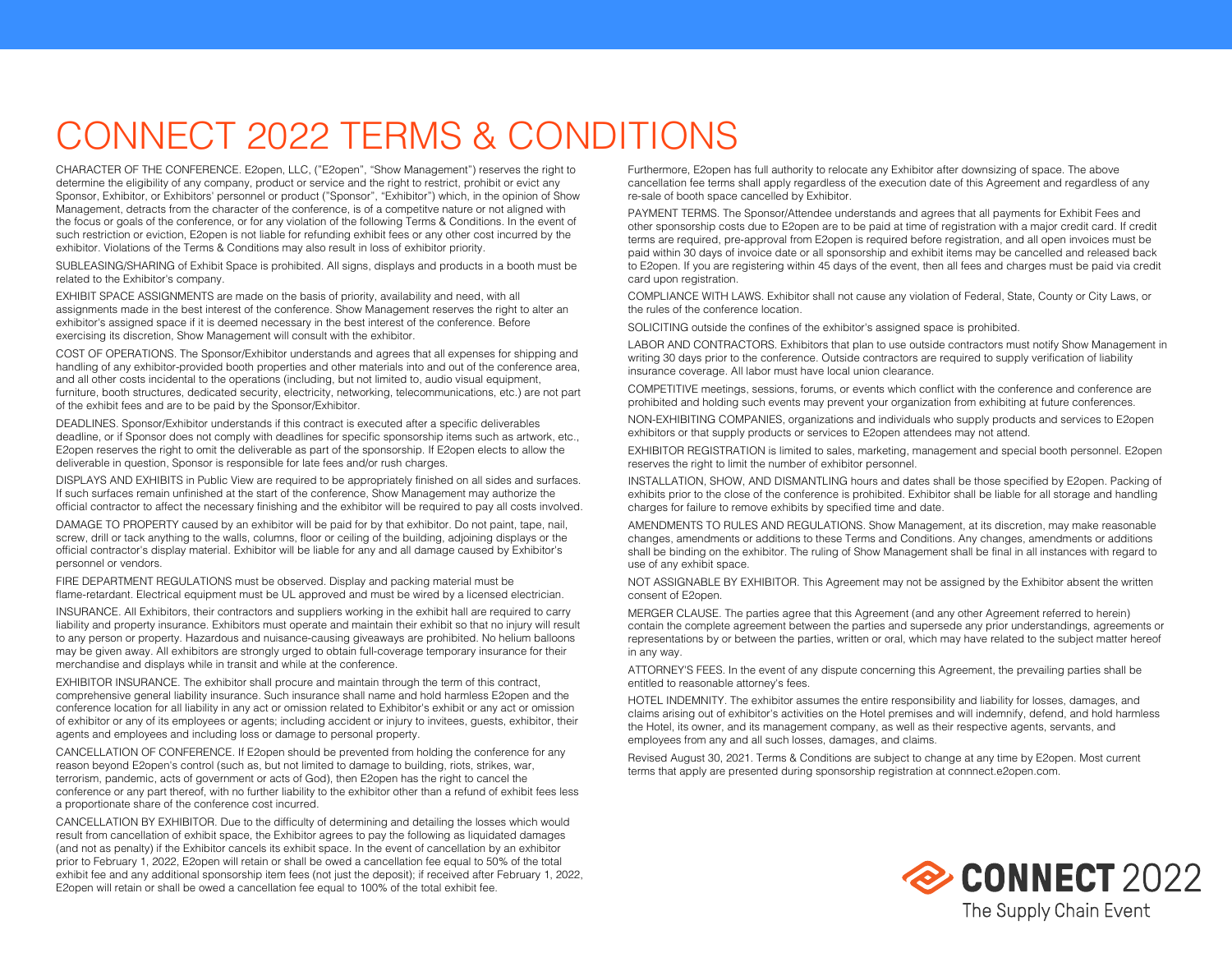# CONNECT 2022 TERMS & CONDITIONS

CHARACTER OF THE CONFERENCE. E2open, LLC, ("E2open", "Show Management") reserves the right to determine the eligibility of any company, product or service and the right to restrict, prohibit or evict any Sponsor, Exhibitor, or Exhibitors' personnel or product ("Sponsor", "Exhibitor") which, in the opinion of Show Management, detracts from the character of the conference, is of a competitve nature or not aligned with the focus or goals of the conference, or for any violation of the following Terms & Conditions. In the event of such restriction or eviction, E2open is not liable for refunding exhibit fees or any other cost incurred by the exhibitor. Violations of the Terms & Conditions may also result in loss of exhibitor priority.

SUBLEASING/SHARING of Exhibit Space is prohibited. All signs, displays and products in a booth must be related to the Exhibitor's company.

EXHIBIT SPACE ASSIGNMENTS are made on the basis of priority, availability and need, with all assignments made in the best interest of the conference. Show Management reserves the right to alter an exhibitor's assigned space if it is deemed necessary in the best interest of the conference. Before exercising its discretion, Show Management will consult with the exhibitor.

COST OF OPERATIONS. The Sponsor/Exhibitor understands and agrees that all expenses for shipping and handling of any exhibitor-provided booth properties and other materials into and out of the conference area, and all other costs incidental to the operations (including, but not limited to, audio visual equipment, furniture, booth structures, dedicated security, electricity, networking, telecommunications, etc.) are not part of the exhibit fees and are to be paid by the Sponsor/Exhibitor.

DEADLINES. Sponsor/Exhibitor understands if this contract is executed after a specific deliverables deadline, or if Sponsor does not comply with deadlines for specific sponsorship items such as artwork, etc., E2open reserves the right to omit the deliverable as part of the sponsorship. If E2open elects to allow the deliverable in question, Sponsor is responsible for late fees and/or rush charges.

DISPLAYS AND EXHIBITS in Public View are required to be appropriately finished on all sides and surfaces. If such surfaces remain unfinished at the start of the conference, Show Management may authorize the official contractor to affect the necessary finishing and the exhibitor will be required to pay all costs involved.

DAMAGE TO PROPERTY caused by an exhibitor will be paid for by that exhibitor. Do not paint, tape, nail, screw, drill or tack anything to the walls, columns, floor or ceiling of the building, adjoining displays or the official contractor's display material. Exhibitor will be liable for any and all damage caused by Exhibitor's personnel or vendors.

FIRE DEPARTMENT REGULATIONS must be observed. Display and packing material must be flame-retardant. Electrical equipment must be UL approved and must be wired by a licensed electrician.

INSURANCE. All Exhibitors, their contractors and suppliers working in the exhibit hall are required to carry liability and property insurance. Exhibitors must operate and maintain their exhibit so that no injury will result to any person or property. Hazardous and nuisance-causing giveaways are prohibited. No helium balloons may be given away. All exhibitors are strongly urged to obtain full-coverage temporary insurance for their merchandise and displays while in transit and while at the conference.

EXHIBITOR INSURANCE. The exhibitor shall procure and maintain through the term of this contract, comprehensive general liability insurance. Such insurance shall name and hold harmless E2open and the conference location for all liability in any act or omission related to Exhibitor's exhibit or any act or omission of exhibitor or any of its employees or agents; including accident or injury to invitees, guests, exhibitor, their agents and employees and including loss or damage to personal property.

CANCELLATION OF CONFERENCE. If E2open should be prevented from holding the conference for any reason beyond E2open's control (such as, but not limited to damage to building, riots, strikes, war, terrorism, pandemic, acts of government or acts of God), then E2open has the right to cancel the conference or any part thereof, with no further liability to the exhibitor other than a refund of exhibit fees less a proportionate share of the conference cost incurred.

CANCELLATION BY EXHIBITOR. Due to the difficulty of determining and detailing the losses which would result from cancellation of exhibit space, the Exhibitor agrees to pay the following as liquidated damages (and not as penalty) if the Exhibitor cancels its exhibit space. In the event of cancellation by an exhibitor prior to February 1, 2022, E2open will retain or shall be owed a cancellation fee equal to 50% of the total exhibit fee and any additional sponsorship item fees (not just the deposit); if received after February 1, 2022, E2open will retain or shall be owed a cancellation fee equal to 100% of the total exhibit fee.

Furthermore, E2open has full authority to relocate any Exhibitor after downsizing of space. The above cancellation fee terms shall apply regardless of the execution date of this Agreement and regardless of any re-sale of booth space cancelled by Exhibitor.

PAYMENT TERMS. The Sponsor/Attendee understands and agrees that all payments for Exhibit Fees and other sponsorship costs due to E2open are to be paid at time of registration with a major credit card. If credit terms are required, pre-approval from E2open is required before registration, and all open invoices must be paid within 30 days of invoice date or all sponsorship and exhibit items may be cancelled and released back to E2open. If you are registering within 45 days of the event, then all fees and charges must be paid via credit card upon registration.

COMPLIANCE WITH LAWS. Exhibitor shall not cause any violation of Federal, State, County or City Laws, or the rules of the conference location.

SOLICITING outside the confines of the exhibitor's assigned space is prohibited.

LABOR AND CONTRACTORS. Exhibitors that plan to use outside contractors must notify Show Management in writing 30 days prior to the conference. Outside contractors are required to supply verification of liability insurance coverage. All labor must have local union clearance.

COMPETITIVE meetings, sessions, forums, or events which conflict with the conference and conference are prohibited and holding such events may prevent your organization from exhibiting at future conferences.

NON-EXHIBITING COMPANIES, organizations and individuals who supply products and services to E2open exhibitors or that supply products or services to E2open attendees may not attend.

EXHIBITOR REGISTRATION is limited to sales, marketing, management and special booth personnel. E2open reserves the right to limit the number of exhibitor personnel.

INSTALLATION, SHOW, AND DISMANTLING hours and dates shall be those specified by E2open. Packing of exhibits prior to the close of the conference is prohibited. Exhibitor shall be liable for all storage and handling charges for failure to remove exhibits by specified time and date.

AMENDMENTS TO RULES AND REGULATIONS. Show Management, at its discretion, may make reasonable changes, amendments or additions to these Terms and Conditions. Any changes, amendments or additions shall be binding on the exhibitor. The ruling of Show Management shall be final in all instances with regard to use of any exhibit space.

NOT ASSIGNABLE BY EXHIBITOR. This Agreement may not be assigned by the Exhibitor absent the written consent of E2open.

MERGER CLAUSE. The parties agree that this Agreement (and any other Agreement referred to herein) contain the complete agreement between the parties and supersede any prior understandings, agreements or representations by or between the parties, written or oral, which may have related to the subject matter hereof in any way.

ATTORNEY'S FEES. In the event of any dispute concerning this Agreement, the prevailing parties shall be entitled to reasonable attorney's fees.

HOTEL INDEMNITY. The exhibitor assumes the entire responsibility and liability for losses, damages, and claims arising out of exhibitor's activities on the Hotel premises and will indemnify, defend, and hold harmless the Hotel, its owner, and its management company, as well as their respective agents, servants, and employees from any and all such losses, damages, and claims.

Revised August 30, 2021. Terms & Conditions are subject to change at any time by E2open. Most current terms that apply are presented during sponsorship registration at connnect.e2open.com.

CONNECT 2022
The Supply Chain Event